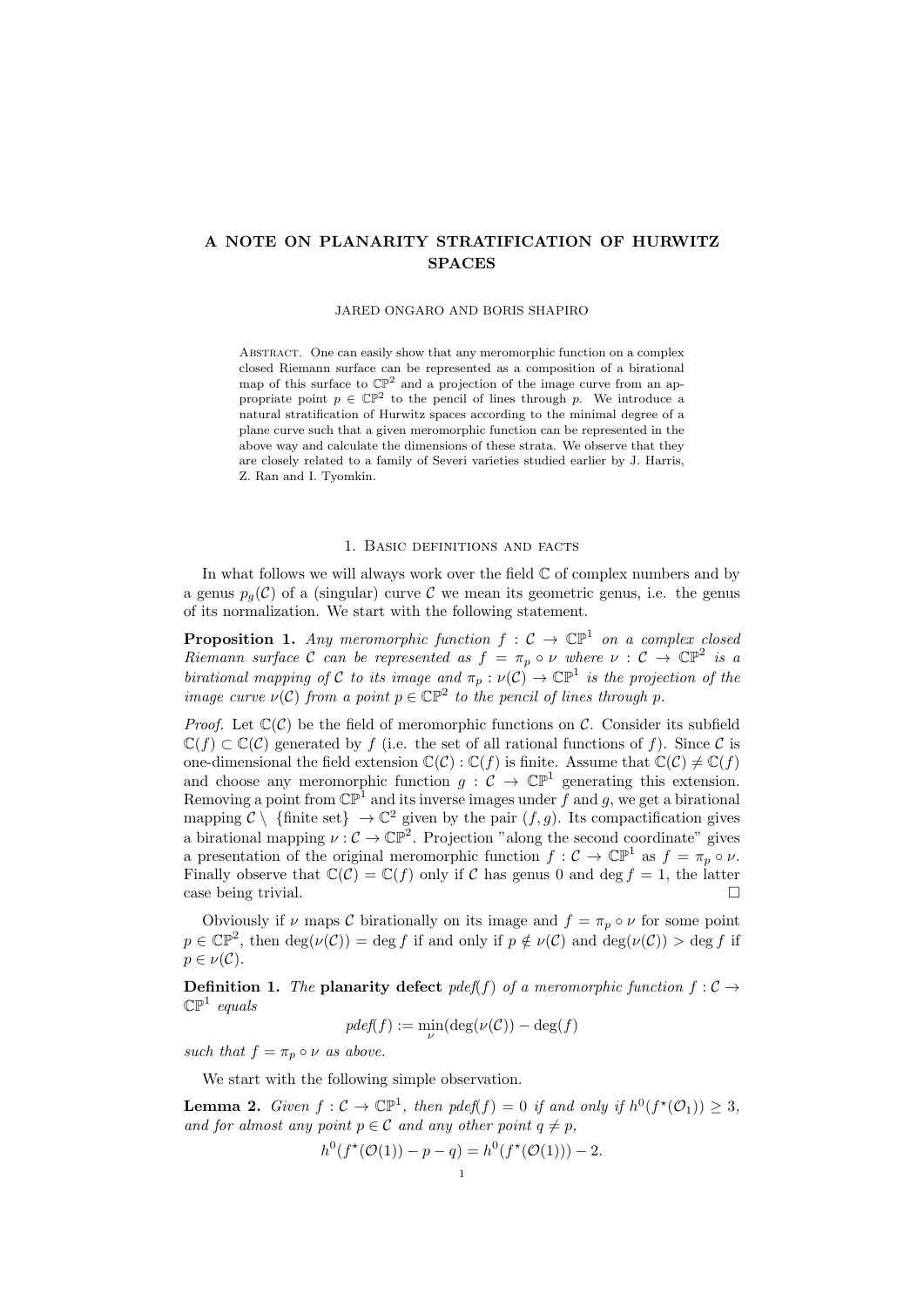# A NOTE ON PLANARITY STRATIFICATION OF HURWITZ SPACES

JARED ONGARO AND BORIS SHAPIRO

Abstract. One can easily show that any meromorphic function on a complex closed Riemann surface can be represented as a composition of a birational map of this surface to $\mathbb{CP}^2$ and a projection of the image curve from an appropriate point $p \in \mathbb{CP}^2$ to the pencil of lines through $p$. We introduce a natural stratification of Hurwitz spaces according to the minimal degree of a plane curve such that a given meromorphic function can be represented in the above way and calculate the dimensions of these strata. We observe that they are closely related to a family of Severi varieties studied earlier by J. Harris, Z. Ran and I. Tyomkin.

## 1. Basic definitions and facts

In what follows we will always work over the field $\mathbb{C}$ of complex numbers and by a genus $p_g(\mathcal{C})$ of a (singular) curve $\mathcal{C}$ we mean its geometric genus, i.e. the genus of its normalization. We start with the following statement.

**Proposition 1.** *Any meromorphic function $f : \mathcal{C} \to \mathbb{CP}^1$ on a complex closed Riemann surface $\mathcal{C}$ can be represented as $f = \pi_p \circ \nu$ where $\nu : \mathcal{C} \to \mathbb{CP}^2$ is a birational mapping of $\mathcal{C}$ to its image and $\pi_p : \nu(\mathcal{C}) \to \mathbb{CP}^1$ is the projection of the image curve $\nu(\mathcal{C})$ from a point $p \in \mathbb{CP}^2$ to the pencil of lines through $p$.*

*Proof.* Let $\mathbb{C}(\mathcal{C})$ be the field of meromorphic functions on $\mathcal{C}$. Consider its subfield $\mathbb{C}(f) \subset \mathbb{C}(\mathcal{C})$ generated by $f$ (i.e. the set of all rational functions of $f$). Since $\mathcal{C}$ is one-dimensional the field extension $\mathbb{C}(\mathcal{C}) : \mathbb{C}(f)$ is finite. Assume that $\mathbb{C}(\mathcal{C}) \neq \mathbb{C}(f)$ and choose any meromorphic function $g : \mathcal{C} \to \mathbb{CP}^1$ generating this extension. Removing a point from $\mathbb{CP}^1$ and its inverse images under $f$ and $g$, we get a birational mapping $\mathcal{C} \setminus \{\text{finite set}\} \to \mathbb{C}^2$ given by the pair $(f, g)$. Its compactification gives a birational mapping $\nu : \mathcal{C} \to \mathbb{CP}^2$. Projection "along the second coordinate" gives a presentation of the original meromorphic function $f : \mathcal{C} \to \mathbb{CP}^1$ as $f = \pi_p \circ \nu$. Finally observe that $\mathbb{C}(\mathcal{C}) = \mathbb{C}(f)$ only if $\mathcal{C}$ has genus 0 and $\deg f = 1$, the latter case being trivial. □

Obviously if $\nu$ maps $\mathcal{C}$ birationally on its image and $f = \pi_p \circ \nu$ for some point $p \in \mathbb{CP}^2$, then $\deg(\nu(\mathcal{C})) = \deg f$ if and only if $p \notin \nu(\mathcal{C})$ and $\deg(\nu(\mathcal{C})) > \deg f$ if $p \in \nu(\mathcal{C})$.

**Definition 1.** *The* **planarity defect** *$pdef(f)$ of a meromorphic function $f : \mathcal{C} \to \mathbb{CP}^1$ equals*

$$pdef(f) := \min_{\nu}(\deg(\nu(\mathcal{C})) - \deg(f))$$

*such that $f = \pi_p \circ \nu$ as above.*

We start with the following simple observation.

**Lemma 2.** *Given $f : \mathcal{C} \to \mathbb{CP}^1$, then $pdef(f) = 0$ if and only if $h^0(f^\star(\mathcal{O}_1)) \geq 3$, and for almost any point $p \in \mathcal{C}$ and any other point $q \neq p$,*

$$h^0(f^\star(\mathcal{O}(1)) - p - q) = h^0(f^\star(\mathcal{O}(1))) - 2.$$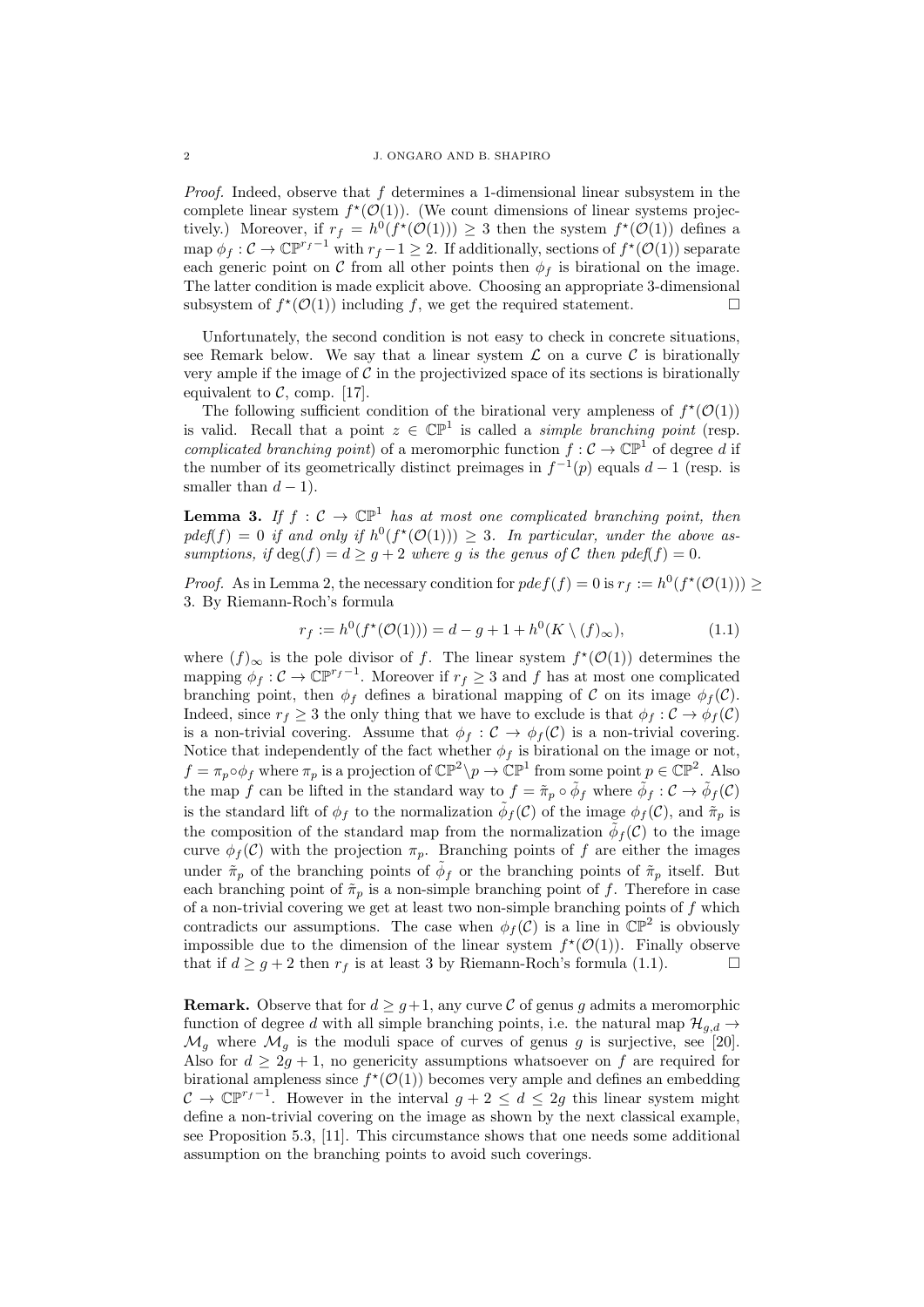*Proof.* Indeed, observe that $f$ determines a 1-dimensional linear subsystem in the complete linear system $f^\star(\mathcal{O}(1))$. (We count dimensions of linear systems projectively.) Moreover, if $r_f = h^0(f^\star(\mathcal{O}(1))) \geq 3$ then the system $f^\star(\mathcal{O}(1))$ defines a map $\phi_f : \mathcal{C} \to \mathbb{CP}^{r_f-1}$ with $r_f - 1 \geq 2$. If additionally, sections of $f^\star(\mathcal{O}(1))$ separate each generic point on $\mathcal{C}$ from all other points then $\phi_f$ is birational on the image. The latter condition is made explicit above. Choosing an appropriate 3-dimensional subsystem of $f^\star(\mathcal{O}(1))$ including $f$, we get the required statement. □

Unfortunately, the second condition is not easy to check in concrete situations, see Remark below. We say that a linear system $\mathcal{L}$ on a curve $\mathcal{C}$ is birationally very ample if the image of $\mathcal{C}$ in the projectivized space of its sections is birationally equivalent to $\mathcal{C}$, comp. [17].

The following sufficient condition of the birational very ampleness of $f^\star(\mathcal{O}(1))$ is valid. Recall that a point $z \in \mathbb{CP}^1$ is called a *simple branching point* (resp. *complicated branching point*) of a meromorphic function $f : \mathcal{C} \to \mathbb{CP}^1$ of degree $d$ if the number of its geometrically distinct preimages in $f^{-1}(p)$ equals $d-1$ (resp. is smaller than $d-1$).

**Lemma 3.** *If $f : \mathcal{C} \to \mathbb{CP}^1$ has at most one complicated branching point, then $pdef(f) = 0$ if and only if $h^0(f^\star(\mathcal{O}(1))) \geq 3$. In particular, under the above assumptions, if $\deg(f) = d \geq g+2$ where $g$ is the genus of $\mathcal{C}$ then $pdef(f) = 0$.*

*Proof.* As in Lemma 2, the necessary condition for $pdef(f) = 0$ is $r_f := h^0(f^\star(\mathcal{O}(1))) \geq 3$. By Riemann-Roch's formula

$$r_f := h^0(f^\star(\mathcal{O}(1))) = d - g + 1 + h^0(K \setminus (f)_\infty), \tag{1.1}$$

where $(f)_\infty$ is the pole divisor of $f$. The linear system $f^\star(\mathcal{O}(1))$ determines the mapping $\phi_f : \mathcal{C} \to \mathbb{CP}^{r_f-1}$. Moreover if $r_f \geq 3$ and $f$ has at most one complicated branching point, then $\phi_f$ defines a birational mapping of $\mathcal{C}$ on its image $\phi_f(\mathcal{C})$. Indeed, since $r_f \geq 3$ the only thing that we have to exclude is that $\phi_f : \mathcal{C} \to \phi_f(\mathcal{C})$ is a non-trivial covering. Assume that $\phi_f : \mathcal{C} \to \phi_f(\mathcal{C})$ is a non-trivial covering. Notice that independently of the fact whether $\phi_f$ is birational on the image or not, $f = \pi_p \circ \phi_f$ where $\pi_p$ is a projection of $\mathbb{CP}^2 \setminus p \to \mathbb{CP}^1$ from some point $p \in \mathbb{CP}^2$. Also the map $f$ can be lifted in the standard way to $f = \tilde{\pi}_p \circ \tilde{\phi}_f$ where $\tilde{\phi}_f : \mathcal{C} \to \tilde{\phi}_f(\mathcal{C})$ is the standard lift of $\phi_f$ to the normalization $\tilde{\phi}_f(\mathcal{C})$ of the image $\phi_f(\mathcal{C})$, and $\tilde{\pi}_p$ is the composition of the standard map from the normalization $\tilde{\phi}_f(\mathcal{C})$ to the image curve $\phi_f(\mathcal{C})$ with the projection $\pi_p$. Branching points of $f$ are either the images under $\tilde{\pi}_p$ of the branching points of $\tilde{\phi}_f$ or the branching points of $\tilde{\pi}_p$ itself. But each branching point of $\tilde{\pi}_p$ is a non-simple branching point of $f$. Therefore in case of a non-trivial covering we get at least two non-simple branching points of $f$ which contradicts our assumptions. The case when $\phi_f(\mathcal{C})$ is a line in $\mathbb{CP}^2$ is obviously impossible due to the dimension of the linear system $f^\star(\mathcal{O}(1))$. Finally observe that if $d \geq g+2$ then $r_f$ is at least 3 by Riemann-Roch's formula (1.1). □

**Remark.** Observe that for $d \geq g+1$, any curve $\mathcal{C}$ of genus $g$ admits a meromorphic function of degree $d$ with all simple branching points, i.e. the natural map $\mathcal{H}_{g,d} \to \mathcal{M}_g$ where $\mathcal{M}_g$ is the moduli space of curves of genus $g$ is surjective, see [20]. Also for $d \geq 2g+1$, no genericity assumptions whatsoever on $f$ are required for birational ampleness since $f^\star(\mathcal{O}(1))$ becomes very ample and defines an embedding $\mathcal{C} \to \mathbb{CP}^{r_f-1}$. However in the interval $g+2 \leq d \leq 2g$ this linear system might define a non-trivial covering on the image as shown by the next classical example, see Proposition 5.3, [11]. This circumstance shows that one needs some additional assumption on the branching points to avoid such coverings.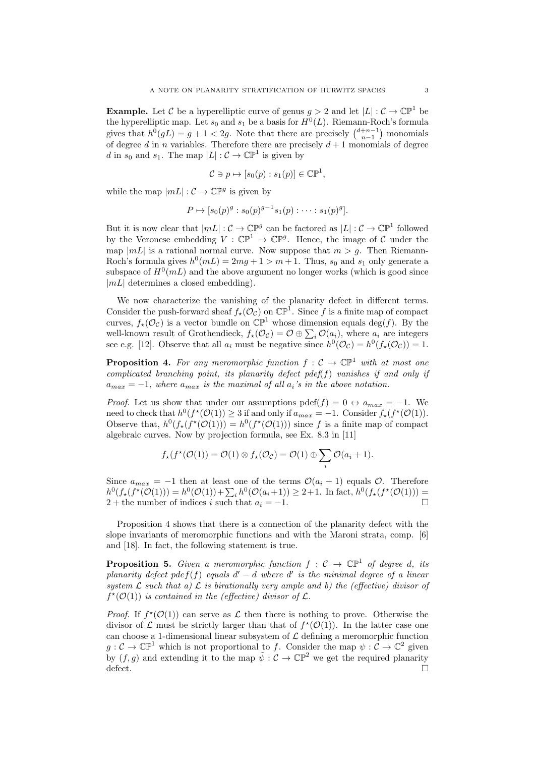**Example.** Let $\mathcal{C}$ be a hyperelliptic curve of genus $g > 2$ and let $|L| : \mathcal{C} \to \mathbb{CP}^1$ be the hyperelliptic map. Let $s_0$ and $s_1$ be a basis for $H^0(L)$. Riemann-Roch's formula gives that $h^0(gL) = g + 1 < 2g$. Note that there are precisely $\binom{d+n-1}{n-1}$ monomials of degree $d$ in $n$ variables. Therefore there are precisely $d+1$ monomials of degree $d$ in $s_0$ and $s_1$. The map $|L| : \mathcal{C} \to \mathbb{CP}^1$ is given by

$$\mathcal{C} \ni p \mapsto [s_0(p) : s_1(p)] \in \mathbb{CP}^1,$$

while the map $|mL| : \mathcal{C} \to \mathbb{CP}^g$ is given by

$$P \mapsto [s_0(p)^g : s_0(p)^{g-1} s_1(p) : \cdots : s_1(p)^g].$$

But it is now clear that $|mL| : \mathcal{C} \to \mathbb{CP}^g$ can be factored as $|L| : \mathcal{C} \to \mathbb{CP}^1$ followed by the Veronese embedding $V : \mathbb{CP}^1 \to \mathbb{CP}^g$. Hence, the image of $\mathcal{C}$ under the map $|mL|$ is a rational normal curve. Now suppose that $m > g$. Then Riemann-Roch's formula gives $h^0(mL) = 2mg + 1 > m + 1$. Thus, $s_0$ and $s_1$ only generate a subspace of $H^0(mL)$ and the above argument no longer works (which is good since $|mL|$ determines a closed embedding).

We now characterize the vanishing of the planarity defect in different terms. Consider the push-forward sheaf $f_\star(\mathcal{O}_\mathcal{C})$ on $\mathbb{CP}^1$. Since $f$ is a finite map of compact curves, $f_\star(\mathcal{O}_\mathcal{C})$ is a vector bundle on $\mathbb{CP}^1$ whose dimension equals $\deg(f)$. By the well-known result of Grothendieck, $f_\star(\mathcal{O}_\mathcal{C}) = \mathcal{O} \oplus \sum_i \mathcal{O}(a_i)$, where $a_i$ are integers see e.g. [12]. Observe that all $a_i$ must be negative since $h^0(\mathcal{O}_\mathcal{C}) = h^0(f_\star(\mathcal{O}_\mathcal{C})) = 1$.

**Proposition 4.** *For any meromorphic function $f : \mathcal{C} \to \mathbb{CP}^1$ with at most one complicated branching point, its planarity defect pdef$(f)$ vanishes if and only if $a_{max} = -1$, where $a_{max}$ is the maximal of all $a_i$'s in the above notation.*

*Proof.* Let us show that under our assumptions $\text{pdef}(f) = 0 \leftrightarrow a_{max} = -1$. We need to check that $h^0(f^\star(\mathcal{O}(1)) \geq 3$ if and only if $a_{max} = -1$. Consider $f_\star(f^\star(\mathcal{O}(1))$. Observe that, $h^0(f_\star(f^\star(\mathcal{O}(1))) = h^0(f^\star(\mathcal{O}(1)))$ since $f$ is a finite map of compact algebraic curves. Now by projection formula, see Ex. 8.3 in [11]

$$f_\star(f^\star(\mathcal{O}(1)) = \mathcal{O}(1) \otimes f_\star(\mathcal{O}_\mathcal{C}) = \mathcal{O}(1) \oplus \sum_i \mathcal{O}(a_i + 1).$$

Since $a_{max} = -1$ then at least one of the terms $\mathcal{O}(a_i + 1)$ equals $\mathcal{O}$. Therefore $h^0(f_\star(f^\star(\mathcal{O}(1))) = h^0(\mathcal{O}(1)) + \sum_i h^0(\mathcal{O}(a_i+1)) \geq 2+1$. In fact, $h^0(f_\star(f^\star(\mathcal{O}(1))) = 2 +$ the number of indices $i$ such that $a_i = -1$. □

Proposition 4 shows that there is a connection of the planarity defect with the slope invariants of meromorphic functions and with the Maroni strata, comp. [6] and [18]. In fact, the following statement is true.

**Proposition 5.** *Given a meromorphic function $f : \mathcal{C} \to \mathbb{CP}^1$ of degree $d$, its planarity defect $pdef(f)$ equals $d' - d$ where $d'$ is the minimal degree of a linear system $\mathcal{L}$ such that a) $\mathcal{L}$ is birationally very ample and b) the (effective) divisor of $f^\star(\mathcal{O}(1))$ is contained in the (effective) divisor of $\mathcal{L}$.*

*Proof.* If $f^\star(\mathcal{O}(1))$ can serve as $\mathcal{L}$ then there is nothing to prove. Otherwise the divisor of $\mathcal{L}$ must be strictly larger than that of $f^\star(\mathcal{O}(1))$. In the latter case one can choose a 1-dimensional linear subsystem of $\mathcal{L}$ defining a meromorphic function $g : \mathcal{C} \to \mathbb{CP}^1$ which is not proportional to $f$. Consider the map $\psi : \mathcal{C} \to \mathbb{C}^2$ given by $(f, g)$ and extending it to the map $\tilde{\psi} : \mathcal{C} \to \mathbb{CP}^2$ we get the required planarity defect. □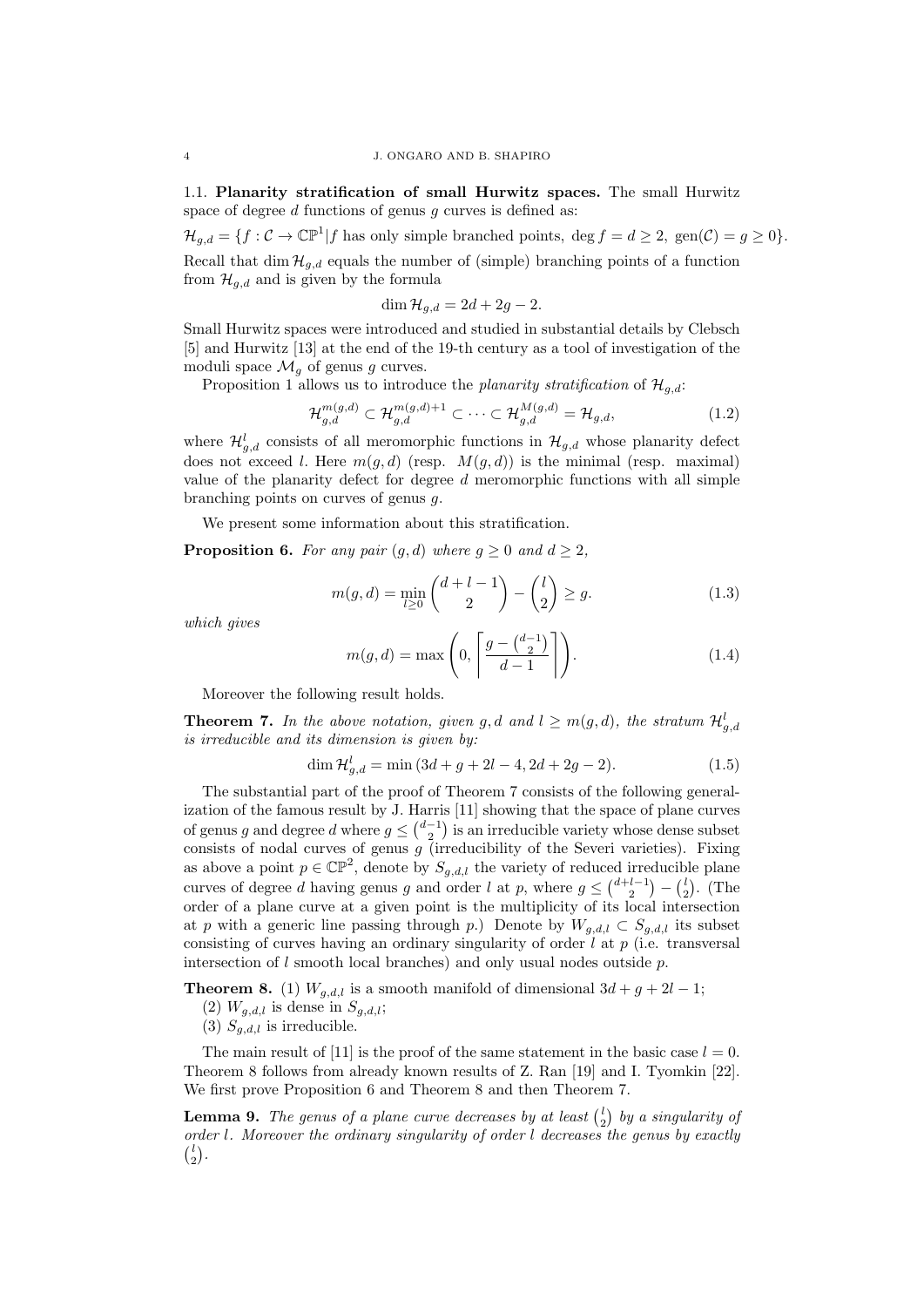### 1.1. **Planarity stratification of small Hurwitz spaces.**

The small Hurwitz space of degree $d$ functions of genus $g$ curves is defined as:

$\mathcal{H}_{g,d} = \{f : \mathcal{C} \to \mathbb{CP}^1 | f$ has only simple branched points, $\deg f = d \geq 2,\ \text{gen}(\mathcal{C}) = g \geq 0\}$.

Recall that $\dim \mathcal{H}_{g,d}$ equals the number of (simple) branching points of a function from $\mathcal{H}_{g,d}$ and is given by the formula

$$\dim \mathcal{H}_{g,d} = 2d + 2g - 2.$$

Small Hurwitz spaces were introduced and studied in substantial details by Clebsch [5] and Hurwitz [13] at the end of the 19-th century as a tool of investigation of the moduli space $\mathcal{M}_g$ of genus $g$ curves.

Proposition 1 allows us to introduce the *planarity stratification* of $\mathcal{H}_{g,d}$:

$$\mathcal{H}_{g,d}^{m(g,d)} \subset \mathcal{H}_{g,d}^{m(g,d)+1} \subset \cdots \subset \mathcal{H}_{g,d}^{M(g,d)} = \mathcal{H}_{g,d}, \tag{1.2}$$

where $\mathcal{H}_{g,d}^{l}$ consists of all meromorphic functions in $\mathcal{H}_{g,d}$ whose planarity defect does not exceed $l$. Here $m(g,d)$ (resp. $M(g,d)$) is the minimal (resp. maximal) value of the planarity defect for degree $d$ meromorphic functions with all simple branching points on curves of genus $g$.

We present some information about this stratification.

**Proposition 6.** *For any pair $(g,d)$ where $g \geq 0$ and $d \geq 2$,*

$$m(g,d) = \min_{l \geq 0} \binom{d+l-1}{2} - \binom{l}{2} \geq g. \tag{1.3}$$

*which gives*

$$m(g,d) = \max\left(0, \left\lceil \frac{g - \binom{d-1}{2}}{d-1} \right\rceil \right). \tag{1.4}$$

Moreover the following result holds.

**Theorem 7.** *In the above notation, given $g, d$ and $l \geq m(g,d)$, the stratum $\mathcal{H}_{g,d}^{l}$ is irreducible and its dimension is given by:*

$$\dim \mathcal{H}_{g,d}^{l} = \min(3d + g + 2l - 4, 2d + 2g - 2). \tag{1.5}$$

The substantial part of the proof of Theorem 7 consists of the following generalization of the famous result by J. Harris [11] showing that the space of plane curves of genus $g$ and degree $d$ where $g \leq \binom{d-1}{2}$ is an irreducible variety whose dense subset consists of nodal curves of genus $g$ (irreducibility of the Severi varieties). Fixing as above a point $p \in \mathbb{CP}^2$, denote by $S_{g,d,l}$ the variety of reduced irreducible plane curves of degree $d$ having genus $g$ and order $l$ at $p$, where $g \leq \binom{d+l-1}{2} - \binom{l}{2}$. (The order of a plane curve at a given point is the multiplicity of its local intersection at $p$ with a generic line passing through $p$.) Denote by $W_{g,d,l} \subset S_{g,d,l}$ its subset consisting of curves having an ordinary singularity of order $l$ at $p$ (i.e. transversal intersection of $l$ smooth local branches) and only usual nodes outside $p$.

**Theorem 8.** (1) $W_{g,d,l}$ is a smooth manifold of dimensional $3d + g + 2l - 1$;
(2) $W_{g,d,l}$ is dense in $S_{g,d,l}$;
(3) $S_{g,d,l}$ is irreducible.

The main result of [11] is the proof of the same statement in the basic case $l = 0$. Theorem 8 follows from already known results of Z. Ran [19] and I. Tyomkin [22]. We first prove Proposition 6 and Theorem 8 and then Theorem 7.

**Lemma 9.** *The genus of a plane curve decreases by at least $\binom{l}{2}$ by a singularity of order $l$. Moreover the ordinary singularity of order $l$ decreases the genus by exactly $\binom{l}{2}$.*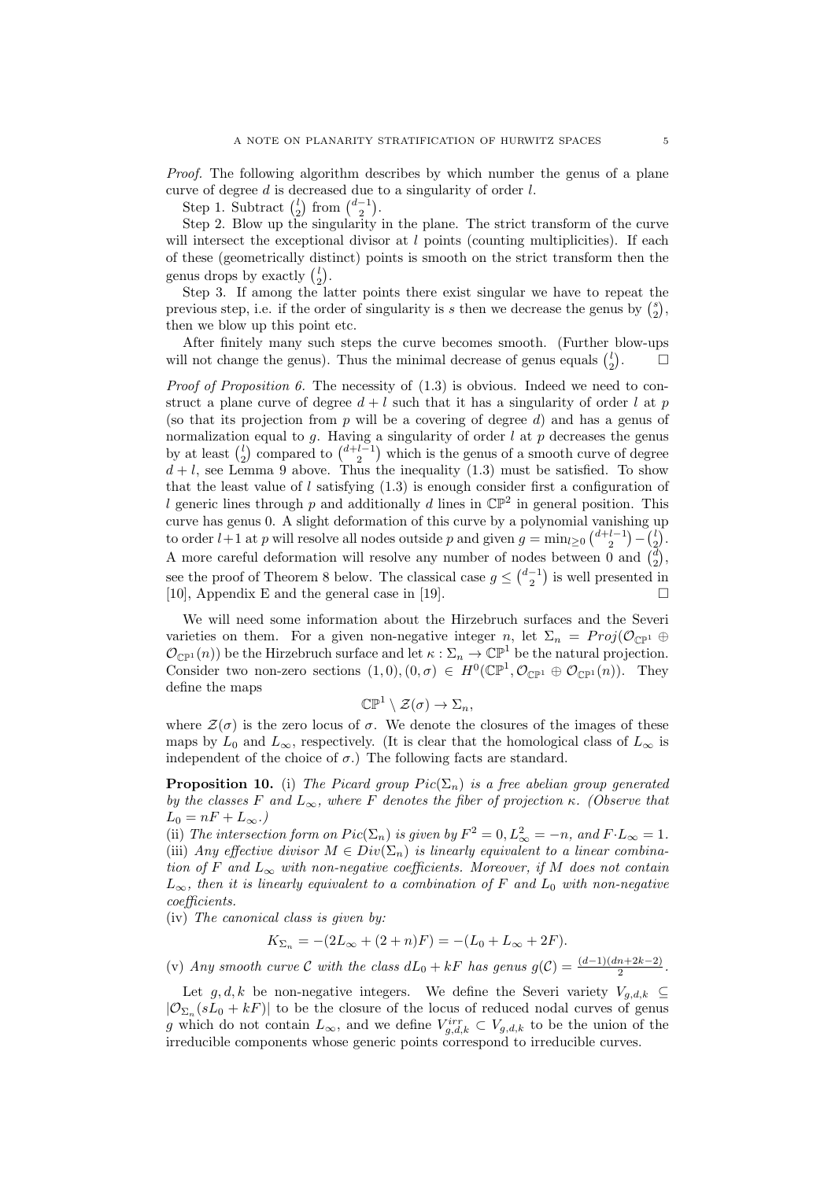*Proof.* The following algorithm describes by which number the genus of a plane curve of degree $d$ is decreased due to a singularity of order $l$.

Step 1. Subtract $\binom{l}{2}$ from $\binom{d-1}{2}$.

Step 2. Blow up the singularity in the plane. The strict transform of the curve will intersect the exceptional divisor at $l$ points (counting multiplicities). If each of these (geometrically distinct) points is smooth on the strict transform then the genus drops by exactly $\binom{l}{2}$.

Step 3. If among the latter points there exist singular we have to repeat the previous step, i.e. if the order of singularity is $s$ then we decrease the genus by $\binom{s}{2}$, then we blow up this point etc.

After finitely many such steps the curve becomes smooth. (Further blow-ups will not change the genus). Thus the minimal decrease of genus equals $\binom{l}{2}$. $\square$

*Proof of Proposition 6.* The necessity of (1.3) is obvious. Indeed we need to construct a plane curve of degree $d+l$ such that it has a singularity of order $l$ at $p$ (so that its projection from $p$ will be a covering of degree $d$) and has a genus of normalization equal to $g$. Having a singularity of order $l$ at $p$ decreases the genus by at least $\binom{l}{2}$ compared to $\binom{d+l-1}{2}$ which is the genus of a smooth curve of degree $d+l$, see Lemma 9 above. Thus the inequality (1.3) must be satisfied. To show that the least value of $l$ satisfying (1.3) is enough consider first a configuration of $l$ generic lines through $p$ and additionally $d$ lines in $\mathbb{CP}^2$ in general position. This curve has genus 0. A slight deformation of this curve by a polynomial vanishing up to order $l+1$ at $p$ will resolve all nodes outside $p$ and given $g = \min_{l\geq 0}\binom{d+l-1}{2} - \binom{l}{2}$. A more careful deformation will resolve any number of nodes between 0 and $\binom{d}{2}$, see the proof of Theorem 8 below. The classical case $g \leq \binom{d-1}{2}$ is well presented in [10], Appendix E and the general case in [19]. $\square$

We will need some information about the Hirzebruch surfaces and the Severi varieties on them. For a given non-negative integer $n$, let $\Sigma_n = Proj(\mathcal{O}_{\mathbb{CP}^1} \oplus \mathcal{O}_{\mathbb{CP}^1}(n))$ be the Hirzebruch surface and let $\kappa : \Sigma_n \to \mathbb{CP}^1$ be the natural projection. Consider two non-zero sections $(1,0),(0,\sigma) \in H^0(\mathbb{CP}^1, \mathcal{O}_{\mathbb{CP}^1} \oplus \mathcal{O}_{\mathbb{CP}^1}(n))$. They define the maps

$$\mathbb{CP}^1 \setminus \mathcal{Z}(\sigma) \to \Sigma_n,$$

where $\mathcal{Z}(\sigma)$ is the zero locus of $\sigma$. We denote the closures of the images of these maps by $L_0$ and $L_\infty$, respectively. (It is clear that the homological class of $L_\infty$ is independent of the choice of $\sigma$.) The following facts are standard.

**Proposition 10.** (i) *The Picard group $Pic(\Sigma_n)$ is a free abelian group generated by the classes $F$ and $L_\infty$, where $F$ denotes the fiber of projection $\kappa$. (Observe that $L_0 = nF + L_\infty$.)*

(ii) *The intersection form on $Pic(\Sigma_n)$ is given by $F^2 = 0, L_\infty^2 = -n$, and $F \cdot L_\infty = 1$.*

(iii) *Any effective divisor $M \in Div(\Sigma_n)$ is linearly equivalent to a linear combination of $F$ and $L_\infty$ with non-negative coefficients. Moreover, if $M$ does not contain $L_\infty$, then it is linearly equivalent to a combination of $F$ and $L_0$ with non-negative coefficients.*

(iv) *The canonical class is given by:*

$$K_{\Sigma_n} = -(2L_\infty + (2+n)F) = -(L_0 + L_\infty + 2F).$$

(v) *Any smooth curve $\mathcal{C}$ with the class $dL_0 + kF$ has genus $g(\mathcal{C}) = \frac{(d-1)(dn+2k-2)}{2}$.*

Let $g, d, k$ be non-negative integers. We define the Severi variety $V_{g,d,k} \subseteq |\mathcal{O}_{\Sigma_n}(sL_0 + kF)|$ to be the closure of the locus of reduced nodal curves of genus $g$ which do not contain $L_\infty$, and we define $V_{g,d,k}^{irr} \subset V_{g,d,k}$ to be the union of the irreducible components whose generic points correspond to irreducible curves.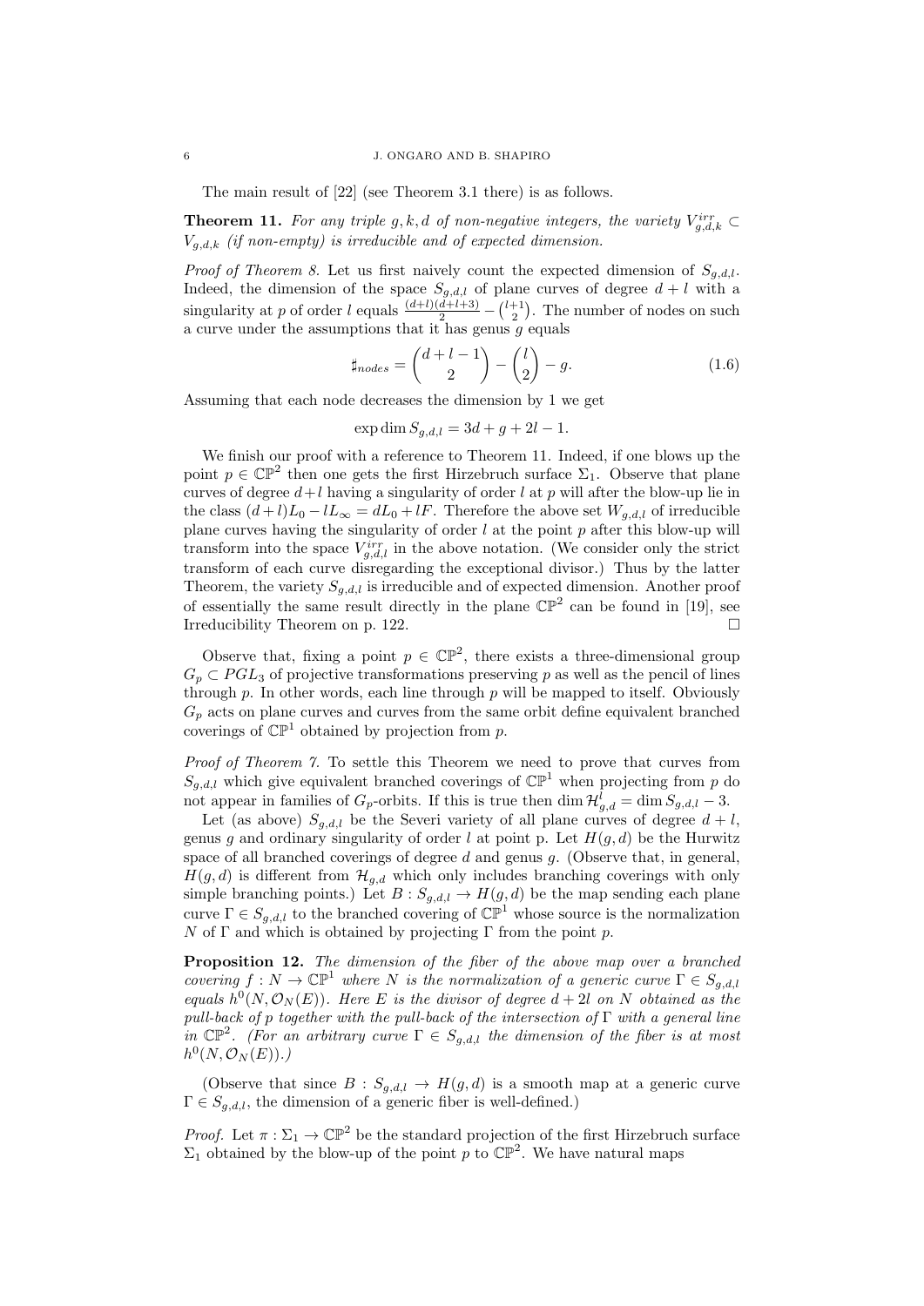The main result of [22] (see Theorem 3.1 there) is as follows.

**Theorem 11.** *For any triple $g, k, d$ of non-negative integers, the variety $V^{irr}_{g,d,k} \subset V_{g,d,k}$ (if non-empty) is irreducible and of expected dimension.*

*Proof of Theorem 8.* Let us first naively count the expected dimension of $S_{g,d,l}$. Indeed, the dimension of the space $S_{g,d,l}$ of plane curves of degree $d+l$ with a singularity at $p$ of order $l$ equals $\frac{(d+l)(d+l+3)}{2} - \binom{l+1}{2}$. The number of nodes on such a curve under the assumptions that it has genus $g$ equals

$$\sharp_{nodes} = \binom{d+l-1}{2} - \binom{l}{2} - g. \tag{1.6}$$

Assuming that each node decreases the dimension by 1 we get

$$\exp\dim S_{g,d,l} = 3d + g + 2l - 1.$$

We finish our proof with a reference to Theorem 11. Indeed, if one blows up the point $p \in \mathbb{CP}^2$ then one gets the first Hirzebruch surface $\Sigma_1$. Observe that plane curves of degree $d+l$ having a singularity of order $l$ at $p$ will after the blow-up lie in the class $(d+l)L_0 - lL_\infty = dL_0 + lF$. Therefore the above set $W_{g,d,l}$ of irreducible plane curves having the singularity of order $l$ at the point $p$ after this blow-up will transform into the space $V^{irr}_{g,d,l}$ in the above notation. (We consider only the strict transform of each curve disregarding the exceptional divisor.) Thus by the latter Theorem, the variety $S_{g,d,l}$ is irreducible and of expected dimension. Another proof of essentially the same result directly in the plane $\mathbb{CP}^2$ can be found in [19], see Irreducibility Theorem on p. 122. □

Observe that, fixing a point $p \in \mathbb{CP}^2$, there exists a three-dimensional group $G_p \subset PGL_3$ of projective transformations preserving $p$ as well as the pencil of lines through $p$. In other words, each line through $p$ will be mapped to itself. Obviously $G_p$ acts on plane curves and curves from the same orbit define equivalent branched coverings of $\mathbb{CP}^1$ obtained by projection from $p$.

*Proof of Theorem 7.* To settle this Theorem we need to prove that curves from $S_{g,d,l}$ which give equivalent branched coverings of $\mathbb{CP}^1$ when projecting from $p$ do not appear in families of $G_p$-orbits. If this is true then $\dim \mathcal{H}^l_{g,d} = \dim S_{g,d,l} - 3$.

Let (as above) $S_{g,d,l}$ be the Severi variety of all plane curves of degree $d+l$, genus $g$ and ordinary singularity of order $l$ at point p. Let $H(g,d)$ be the Hurwitz space of all branched coverings of degree $d$ and genus $g$. (Observe that, in general, $H(g,d)$ is different from $\mathcal{H}_{g,d}$ which only includes branching coverings with only simple branching points.) Let $B : S_{g,d,l} \to H(g,d)$ be the map sending each plane curve $\Gamma \in S_{g,d,l}$ to the branched covering of $\mathbb{CP}^1$ whose source is the normalization $N$ of $\Gamma$ and which is obtained by projecting $\Gamma$ from the point $p$.

**Proposition 12.** *The dimension of the fiber of the above map over a branched covering $f : N \to \mathbb{CP}^1$ where $N$ is the normalization of a generic curve $\Gamma \in S_{g,d,l}$ equals $h^0(N, \mathcal{O}_N(E))$. Here $E$ is the divisor of degree $d+2l$ on $N$ obtained as the pull-back of $p$ together with the pull-back of the intersection of $\Gamma$ with a general line in $\mathbb{CP}^2$. (For an arbitrary curve $\Gamma \in S_{g,d,l}$ the dimension of the fiber is at most $h^0(N, \mathcal{O}_N(E))$.)*

(Observe that since $B : S_{g,d,l} \to H(g,d)$ is a smooth map at a generic curve $\Gamma \in S_{g,d,l}$, the dimension of a generic fiber is well-defined.)

*Proof.* Let $\pi : \Sigma_1 \to \mathbb{CP}^2$ be the standard projection of the first Hirzebruch surface $\Sigma_1$ obtained by the blow-up of the point $p$ to $\mathbb{CP}^2$. We have natural maps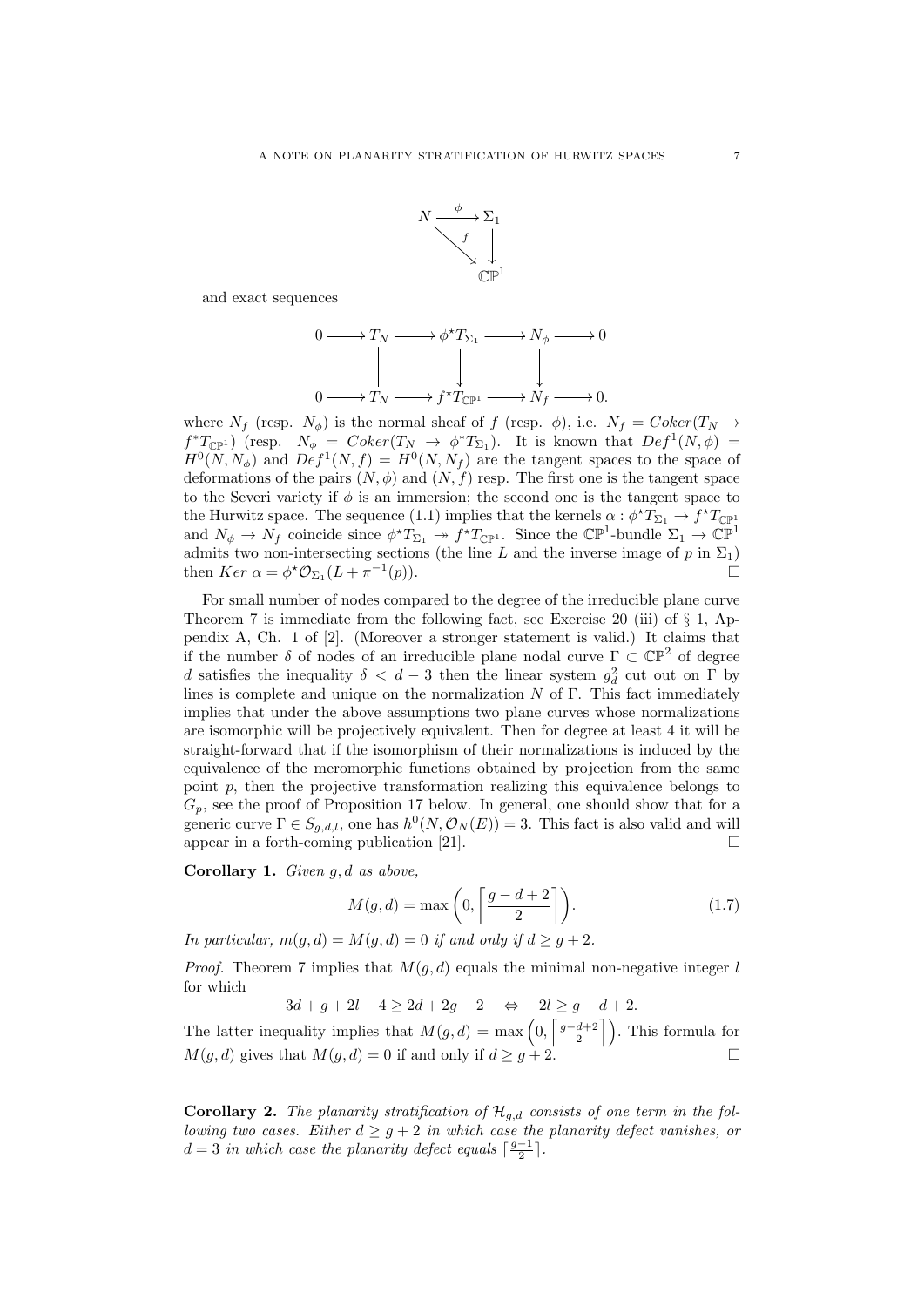$$
\begin{array}{ccc}
N & \xrightarrow{\phi} & \Sigma_1 \\
 & \searrow^{f} & \downarrow \\
 & & \mathbb{CP}^1
\end{array}
$$

and exact sequences

$$
\begin{array}{ccccccccc}
0 & \longrightarrow & T_N & \longrightarrow & \phi^\star T_{\Sigma_1} & \longrightarrow & N_\phi & \longrightarrow & 0 \\
 & & \| & & \downarrow & & \downarrow & & \\
0 & \longrightarrow & T_N & \longrightarrow & f^\star T_{\mathbb{CP}^1} & \longrightarrow & N_f & \longrightarrow & 0.
\end{array}
$$

where $N_f$ (resp. $N_\phi$) is the normal sheaf of $f$ (resp. $\phi$), i.e. $N_f = Coker(T_N \to f^* T_{\mathbb{CP}^1})$ (resp. $N_\phi = Coker(T_N \to \phi^* T_{\Sigma_1})$. It is known that $Def^1(N, \phi) = H^0(N, N_\phi)$ and $Def^1(N, f) = H^0(N, N_f)$ are the tangent spaces to the space of deformations of the pairs $(N, \phi)$ and $(N, f)$ resp. The first one is the tangent space to the Severi variety if $\phi$ is an immersion; the second one is the tangent space to the Hurwitz space. The sequence (1.1) implies that the kernels $\alpha : \phi^\star T_{\Sigma_1} \to f^\star T_{\mathbb{CP}^1}$ and $N_\phi \to N_f$ coincide since $\phi^\star T_{\Sigma_1} \twoheadrightarrow f^\star T_{\mathbb{CP}^1}$. Since the $\mathbb{CP}^1$-bundle $\Sigma_1 \to \mathbb{CP}^1$ admits two non-intersecting sections (the line $L$ and the inverse image of $p$ in $\Sigma_1$) then $Ker\ \alpha = \phi^\star \mathcal{O}_{\Sigma_1}(L + \pi^{-1}(p))$. $\square$

For small number of nodes compared to the degree of the irreducible plane curve Theorem 7 is immediate from the following fact, see Exercise 20 (iii) of § 1, Appendix A, Ch. 1 of [2]. (Moreover a stronger statement is valid.) It claims that if the number $\delta$ of nodes of an irreducible plane nodal curve $\Gamma \subset \mathbb{CP}^2$ of degree $d$ satisfies the inequality $\delta < d - 3$ then the linear system $g^2_d$ cut out on $\Gamma$ by lines is complete and unique on the normalization $N$ of $\Gamma$. This fact immediately implies that under the above assumptions two plane curves whose normalizations are isomorphic will be projectively equivalent. Then for degree at least 4 it will be straight-forward that if the isomorphism of their normalizations is induced by the equivalence of the meromorphic functions obtained by projection from the same point $p$, then the projective transformation realizing this equivalence belongs to $G_p$, see the proof of Proposition 17 below. In general, one should show that for a generic curve $\Gamma \in S_{g,d,l}$, one has $h^0(N, \mathcal{O}_N(E)) = 3$. This fact is also valid and will appear in a forth-coming publication [21]. $\square$

**Corollary 1.** *Given $g, d$ as above,*

$$
M(g,d) = \max\left(0, \left\lceil \frac{g-d+2}{2} \right\rceil\right). \tag{1.7}
$$

*In particular, $m(g,d) = M(g,d) = 0$ if and only if $d \geq g+2$.*

*Proof.* Theorem 7 implies that $M(g,d)$ equals the minimal non-negative integer $l$ for which

$$
3d + g + 2l - 4 \geq 2d + 2g - 2 \quad \Leftrightarrow \quad 2l \geq g - d + 2.
$$

The latter inequality implies that $M(g,d) = \max\left(0, \left\lceil \frac{g-d+2}{2} \right\rceil\right)$. This formula for $M(g,d)$ gives that $M(g,d) = 0$ if and only if $d \geq g+2$. $\square$

**Corollary 2.** *The planarity stratification of $\mathcal{H}_{g,d}$ consists of one term in the following two cases. Either $d \geq g+2$ in which case the planarity defect vanishes, or $d = 3$ in which case the planarity defect equals $\lceil \frac{g-1}{2} \rceil$.*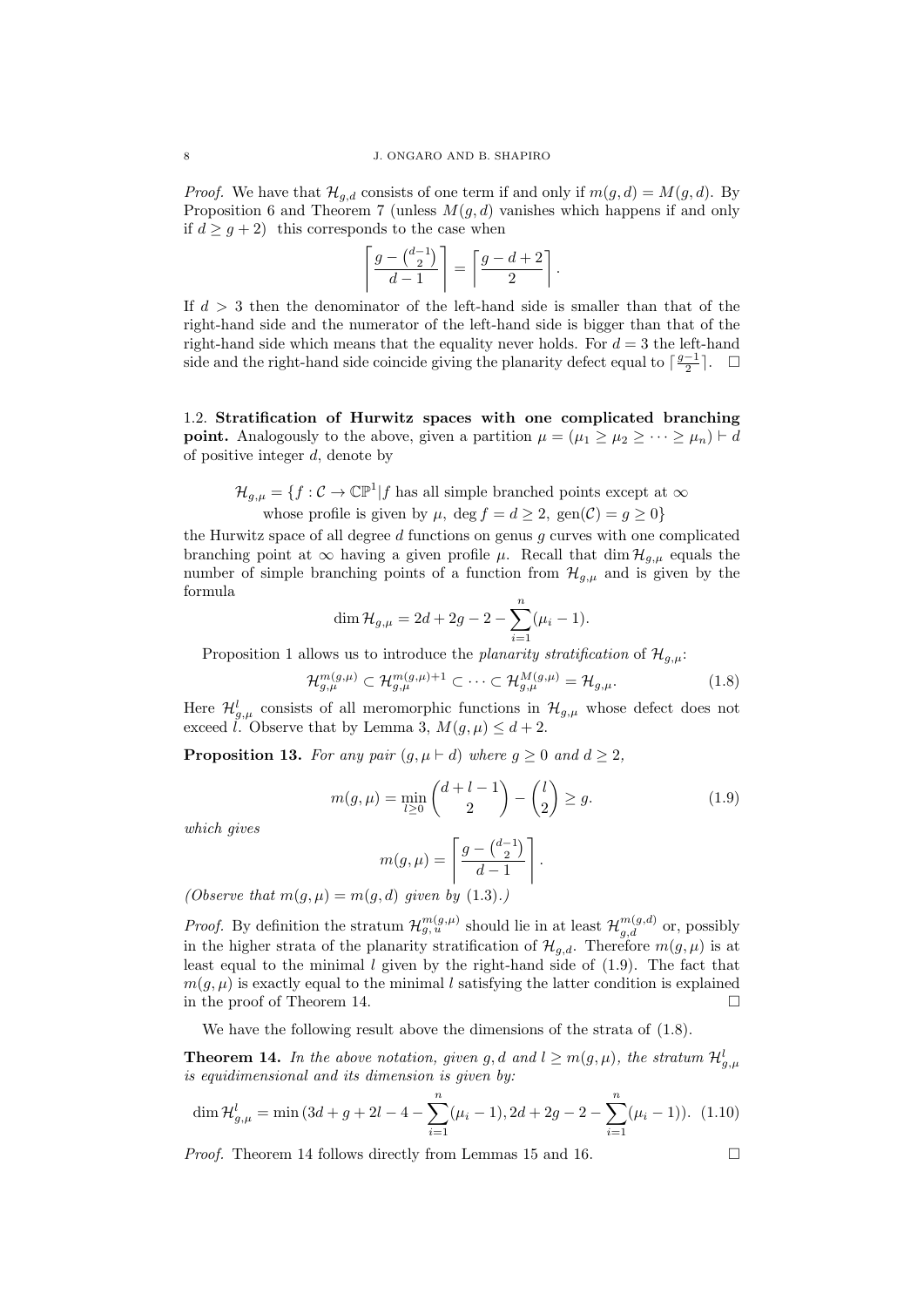*Proof.* We have that $\mathcal{H}_{g,d}$ consists of one term if and only if $m(g,d) = M(g,d)$. By Proposition 6 and Theorem 7 (unless $M(g,d)$ vanishes which happens if and only if $d \geq g+2$) this corresponds to the case when

$$\left\lceil \frac{g - \binom{d-1}{2}}{d-1} \right\rceil = \left\lceil \frac{g-d+2}{2} \right\rceil.$$

If $d > 3$ then the denominator of the left-hand side is smaller than that of the right-hand side and the numerator of the left-hand side is bigger than that of the right-hand side which means that the equality never holds. For $d = 3$ the left-hand side and the right-hand side coincide giving the planarity defect equal to $\lceil \frac{g-1}{2} \rceil$. $\square$

1.2. **Stratification of Hurwitz spaces with one complicated branching point.** Analogously to the above, given a partition $\mu = (\mu_1 \geq \mu_2 \geq \cdots \geq \mu_n) \vdash d$ of positive integer $d$, denote by

$$\mathcal{H}_{g,\mu} = \{f : \mathcal{C} \to \mathbb{CP}^1 | f \text{ has all simple branched points except at } \infty$$
$$\text{whose profile is given by } \mu, \ \deg f = d \geq 2, \ \mathrm{gen}(\mathcal{C}) = g \geq 0\}$$

the Hurwitz space of all degree $d$ functions on genus $g$ curves with one complicated branching point at $\infty$ having a given profile $\mu$. Recall that $\dim \mathcal{H}_{g,\mu}$ equals the number of simple branching points of a function from $\mathcal{H}_{g,\mu}$ and is given by the formula

$$\dim \mathcal{H}_{g,\mu} = 2d + 2g - 2 - \sum_{i=1}^{n} (\mu_i - 1).$$

Proposition 1 allows us to introduce the *planarity stratification* of $\mathcal{H}_{g,\mu}$:

$$\mathcal{H}_{g,\mu}^{m(g,\mu)} \subset \mathcal{H}_{g,\mu}^{m(g,\mu)+1} \subset \cdots \subset \mathcal{H}_{g,\mu}^{M(g,\mu)} = \mathcal{H}_{g,\mu}. \tag{1.8}$$

Here $\mathcal{H}_{g,\mu}^{l}$ consists of all meromorphic functions in $\mathcal{H}_{g,\mu}$ whose defect does not exceed $l$. Observe that by Lemma 3, $M(g,\mu) \leq d+2$.

**Proposition 13.** *For any pair $(g, \mu \vdash d)$ where $g \geq 0$ and $d \geq 2$,*

$$m(g,\mu) = \min_{l \geq 0} \binom{d+l-1}{2} - \binom{l}{2} \geq g. \tag{1.9}$$

*which gives*

$$m(g,\mu) = \left\lceil \frac{g - \binom{d-1}{2}}{d-1} \right\rceil.$$

*(Observe that $m(g,\mu) = m(g,d)$ given by (1.3).)*

*Proof.* By definition the stratum $\mathcal{H}_{g,u}^{m(g,\mu)}$ should lie in at least $\mathcal{H}_{g,d}^{m(g,d)}$ or, possibly in the higher strata of the planarity stratification of $\mathcal{H}_{g,d}$. Therefore $m(g,\mu)$ is at least equal to the minimal $l$ given by the right-hand side of (1.9). The fact that $m(g,\mu)$ is exactly equal to the minimal $l$ satisfying the latter condition is explained in the proof of Theorem 14. $\square$

We have the following result above the dimensions of the strata of (1.8).

**Theorem 14.** *In the above notation, given $g, d$ and $l \geq m(g,\mu)$, the stratum $\mathcal{H}_{g,\mu}^{l}$ is equidimensional and its dimension is given by:*

$$\dim \mathcal{H}_{g,\mu}^{l} = \min\left(3d + g + 2l - 4 - \sum_{i=1}^{n}(\mu_i - 1), 2d + 2g - 2 - \sum_{i=1}^{n}(\mu_i - 1)\right). \tag{1.10}$$

*Proof.* Theorem 14 follows directly from Lemmas 15 and 16. $\square$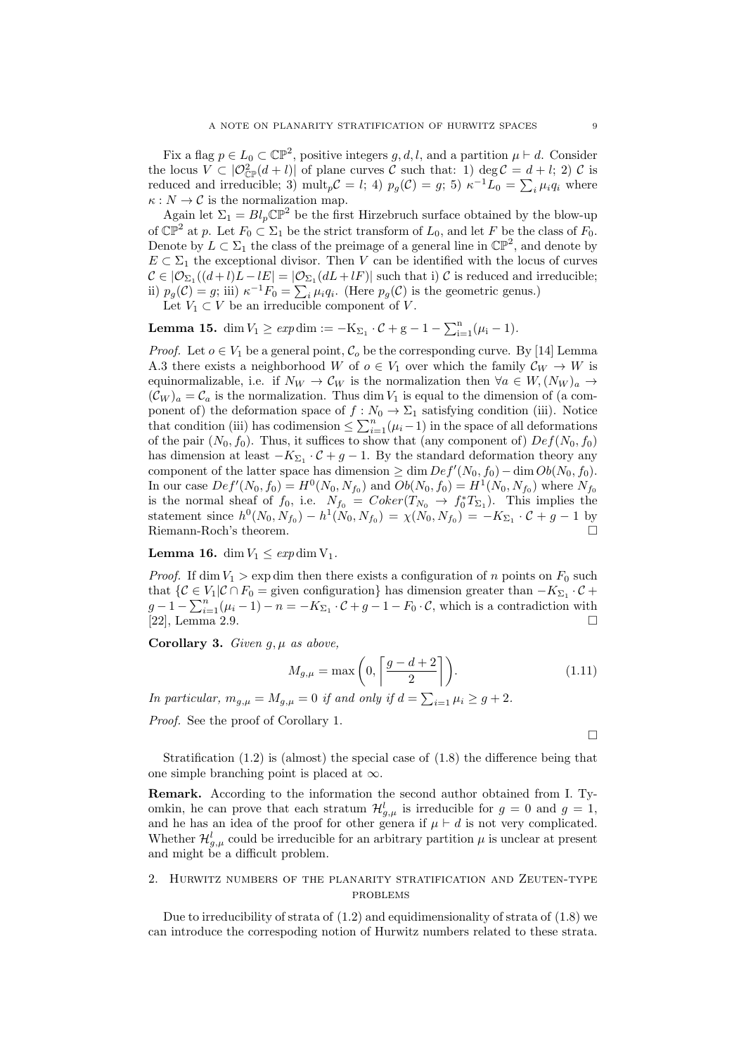Fix a flag $p \in L_0 \subset \mathbb{CP}^2$, positive integers $g, d, l$, and a partition $\mu \vdash d$. Consider the locus $V \subset |\mathcal{O}^2_{\mathbb{CP}}(d+l)|$ of plane curves $\mathcal{C}$ such that: 1) $\deg \mathcal{C} = d + l$; 2) $\mathcal{C}$ is reduced and irreducible; 3) $\mathrm{mult}_p \mathcal{C} = l$; 4) $p_g(\mathcal{C}) = g$; 5) $\kappa^{-1} L_0 = \sum_i \mu_i q_i$ where $\kappa : N \to \mathcal{C}$ is the normalization map.

Again let $\Sigma_1 = Bl_p \mathbb{CP}^2$ be the first Hirzebruch surface obtained by the blow-up of $\mathbb{CP}^2$ at $p$. Let $F_0 \subset \Sigma_1$ be the strict transform of $L_0$, and let $F$ be the class of $F_0$. Denote by $L \subset \Sigma_1$ the class of the preimage of a general line in $\mathbb{CP}^2$, and denote by $E \subset \Sigma_1$ the exceptional divisor. Then $V$ can be identified with the locus of curves $\mathcal{C} \in |\mathcal{O}_{\Sigma_1}((d+l)L - lE| = |\mathcal{O}_{\Sigma_1}(dL + lF)|$ such that i) $\mathcal{C}$ is reduced and irreducible; ii) $p_g(\mathcal{C}) = g$; iii) $\kappa^{-1} F_0 = \sum_i \mu_i q_i$. (Here $p_g(\mathcal{C})$ is the geometric genus.)

Let $V_1 \subset V$ be an irreducible component of $V$.

**Lemma 15.** $\dim V_1 \geq exp\dim := -K_{\Sigma_1} \cdot \mathcal{C} + g - 1 - \sum_{i=1}^{n} (\mu_i - 1)$.

*Proof.* Let $o \in V_1$ be a general point, $\mathcal{C}_o$ be the corresponding curve. By [14] Lemma A.3 there exists a neighborhood $W$ of $o \in V_1$ over which the family $\mathcal{C}_W \to W$ is equinormalizable, i.e. if $N_W \to \mathcal{C}_W$ is the normalization then $\forall a \in W, (N_W)_a \to (\mathcal{C}_W)_a = \mathcal{C}_a$ is the normalization. Thus $\dim V_1$ is equal to the dimension of (a component of) the deformation space of $f : N_0 \to \Sigma_1$ satisfying condition (iii). Notice that condition (iii) has codimension $\leq \sum_{i=1}^{n} (\mu_i - 1)$ in the space of all deformations of the pair $(N_0, f_0)$. Thus, it suffices to show that (any component of) $Def(N_0, f_0)$ has dimension at least $-K_{\Sigma_1} \cdot \mathcal{C} + g - 1$. By the standard deformation theory any component of the latter space has dimension $\geq \dim Def'(N_0, f_0) - \dim Ob(N_0, f_0)$. In our case $Def'(N_0, f_0) = H^0(N_0, N_{f_0})$ and $Ob(N_0, f_0) = H^1(N_0, N_{f_0})$ where $N_{f_0}$ is the normal sheaf of $f_0$, i.e. $N_{f_0} = Coker(T_{N_0} \to f_0^* T_{\Sigma_1})$. This implies the statement since $h^0(N_0, N_{f_0}) - h^1(N_0, N_{f_0}) = \chi(N_0, N_{f_0}) = -K_{\Sigma_1} \cdot \mathcal{C} + g - 1$ by Riemann-Roch's theorem. □

**Lemma 16.** $\dim V_1 \leq exp\dim V_1$.

*Proof.* If $\dim V_1 > \exp\dim$ then there exists a configuration of $n$ points on $F_0$ such that $\{\mathcal{C} \in V_1 | \mathcal{C} \cap F_0 = \text{given configuration}\}$ has dimension greater than $-K_{\Sigma_1} \cdot \mathcal{C} + g - 1 - \sum_{i=1}^{n} (\mu_i - 1) - n = -K_{\Sigma_1} \cdot \mathcal{C} + g - 1 - F_0 \cdot \mathcal{C}$, which is a contradiction with [22], Lemma 2.9. □

**Corollary 3.** *Given $g, \mu$ as above,*

$$M_{g,\mu} = \max\left(0, \left\lceil \frac{g - d + 2}{2} \right\rceil\right). \tag{1.11}$$

*In particular, $m_{g,\mu} = M_{g,\mu} = 0$ if and only if $d = \sum_{i=1} \mu_i \geq g + 2$.*

*Proof.* See the proof of Corollary 1.

□

Stratification (1.2) is (almost) the special case of (1.8) the difference being that one simple branching point is placed at $\infty$.

**Remark.** According to the information the second author obtained from I. Tyomkin, he can prove that each stratum $\mathcal{H}^l_{g,\mu}$ is irreducible for $g = 0$ and $g = 1$, and he has an idea of the proof for other genera if $\mu \vdash d$ is not very complicated. Whether $\mathcal{H}^l_{g,\mu}$ could be irreducible for an arbitrary partition $\mu$ is unclear at present and might be a difficult problem.

## 2. Hurwitz numbers of the planarity stratification and Zeuten-type problems

Due to irreducibility of strata of (1.2) and equidimensionality of strata of (1.8) we can introduce the correspoding notion of Hurwitz numbers related to these strata.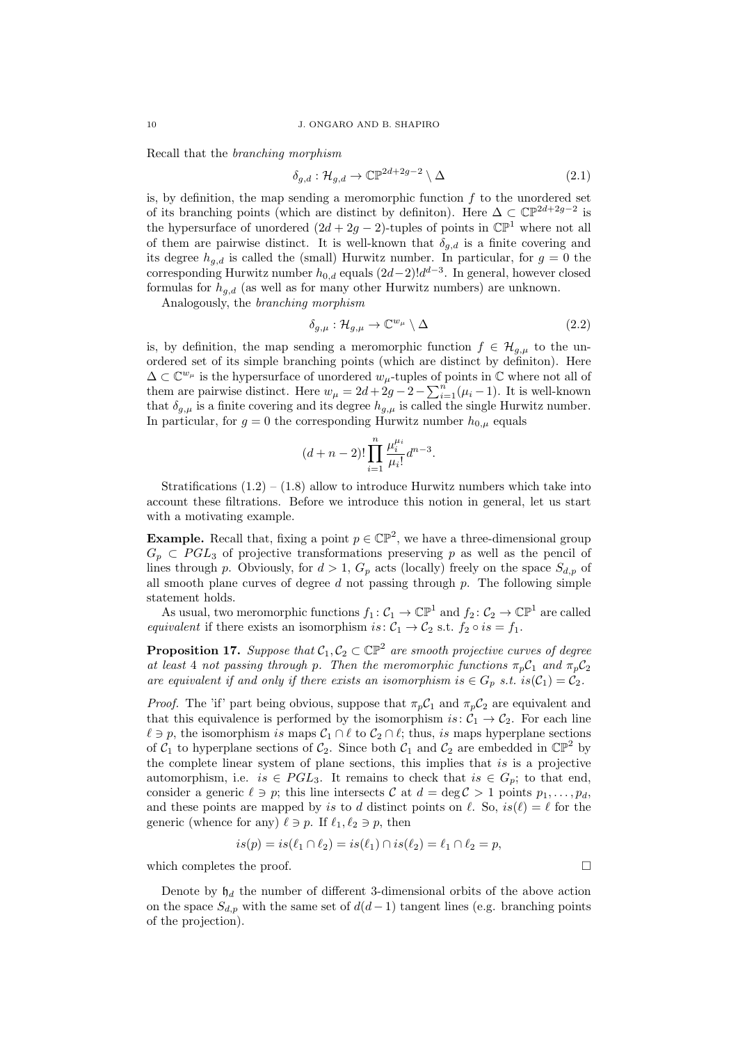Recall that the *branching morphism*

$$\delta_{g,d} : \mathcal{H}_{g,d} \to \mathbb{CP}^{2d+2g-2} \setminus \Delta \tag{2.1}$$

is, by definition, the map sending a meromorphic function $f$ to the unordered set of its branching points (which are distinct by definiton). Here $\Delta \subset \mathbb{CP}^{2d+2g-2}$ is the hypersurface of unordered $(2d+2g-2)$-tuples of points in $\mathbb{CP}^1$ where not all of them are pairwise distinct. It is well-known that $\delta_{g,d}$ is a finite covering and its degree $h_{g,d}$ is called the (small) Hurwitz number. In particular, for $g=0$ the corresponding Hurwitz number $h_{0,d}$ equals $(2d-2)!d^{d-3}$. In general, however closed formulas for $h_{g,d}$ (as well as for many other Hurwitz numbers) are unknown.

Analogously, the *branching morphism*

$$\delta_{g,\mu} : \mathcal{H}_{g,\mu} \to \mathbb{C}^{w_\mu} \setminus \Delta \tag{2.2}$$

is, by definition, the map sending a meromorphic function $f \in \mathcal{H}_{g,\mu}$ to the unordered set of its simple branching points (which are distinct by definiton). Here $\Delta \subset \mathbb{C}^{w_\mu}$ is the hypersurface of unordered $w_\mu$-tuples of points in $\mathbb{C}$ where not all of them are pairwise distinct. Here $w_\mu = 2d+2g-2-\sum_{i=1}^{n}(\mu_i - 1)$. It is well-known that $\delta_{g,\mu}$ is a finite covering and its degree $h_{g,\mu}$ is called the single Hurwitz number. In particular, for $g=0$ the corresponding Hurwitz number $h_{0,\mu}$ equals

$$(d+n-2)!\prod_{i=1}^{n}\frac{\mu_i^{\mu_i}}{\mu_i!}d^{n-3}.$$

Stratifications (1.2) – (1.8) allow to introduce Hurwitz numbers which take into account these filtrations. Before we introduce this notion in general, let us start with a motivating example.

**Example.** Recall that, fixing a point $p \in \mathbb{CP}^2$, we have a three-dimensional group $G_p \subset PGL_3$ of projective transformations preserving $p$ as well as the pencil of lines through $p$. Obviously, for $d>1$, $G_p$ acts (locally) freely on the space $S_{d,p}$ of all smooth plane curves of degree $d$ not passing through $p$. The following simple statement holds.

As usual, two meromorphic functions $f_1 : \mathcal{C}_1 \to \mathbb{CP}^1$ and $f_2 : \mathcal{C}_2 \to \mathbb{CP}^1$ are called *equivalent* if there exists an isomorphism $is : \mathcal{C}_1 \to \mathcal{C}_2$ s.t. $f_2 \circ is = f_1$.

**Proposition 17.** *Suppose that $\mathcal{C}_1, \mathcal{C}_2 \subset \mathbb{CP}^2$ are smooth projective curves of degree at least 4 not passing through $p$. Then the meromorphic functions $\pi_p\mathcal{C}_1$ and $\pi_p\mathcal{C}_2$ are equivalent if and only if there exists an isomorphism $is \in G_p$ s.t. $is(\mathcal{C}_1) = \mathcal{C}_2$.*

*Proof.* The 'if' part being obvious, suppose that $\pi_p\mathcal{C}_1$ and $\pi_p\mathcal{C}_2$ are equivalent and that this equivalence is performed by the isomorphism $is : \mathcal{C}_1 \to \mathcal{C}_2$. For each line $\ell \ni p$, the isomorphism $is$ maps $\mathcal{C}_1 \cap \ell$ to $\mathcal{C}_2 \cap \ell$; thus, $is$ maps hyperplane sections of $\mathcal{C}_1$ to hyperplane sections of $\mathcal{C}_2$. Since both $\mathcal{C}_1$ and $\mathcal{C}_2$ are embedded in $\mathbb{CP}^2$ by the complete linear system of plane sections, this implies that $is$ is a projective automorphism, i.e. $is \in PGL_3$. It remains to check that $is \in G_p$; to that end, consider a generic $\ell \ni p$; this line intersects $\mathcal{C}$ at $d = \deg \mathcal{C} > 1$ points $p_1, \dots, p_d$, and these points are mapped by $is$ to $d$ distinct points on $\ell$. So, $is(\ell) = \ell$ for the generic (whence for any) $\ell \ni p$. If $\ell_1, \ell_2 \ni p$, then

$$is(p) = is(\ell_1 \cap \ell_2) = is(\ell_1) \cap is(\ell_2) = \ell_1 \cap \ell_2 = p,$$

which completes the proof. $\square$

Denote by $\mathfrak{h}_d$ the number of different 3-dimensional orbits of the above action on the space $S_{d,p}$ with the same set of $d(d-1)$ tangent lines (e.g. branching points of the projection).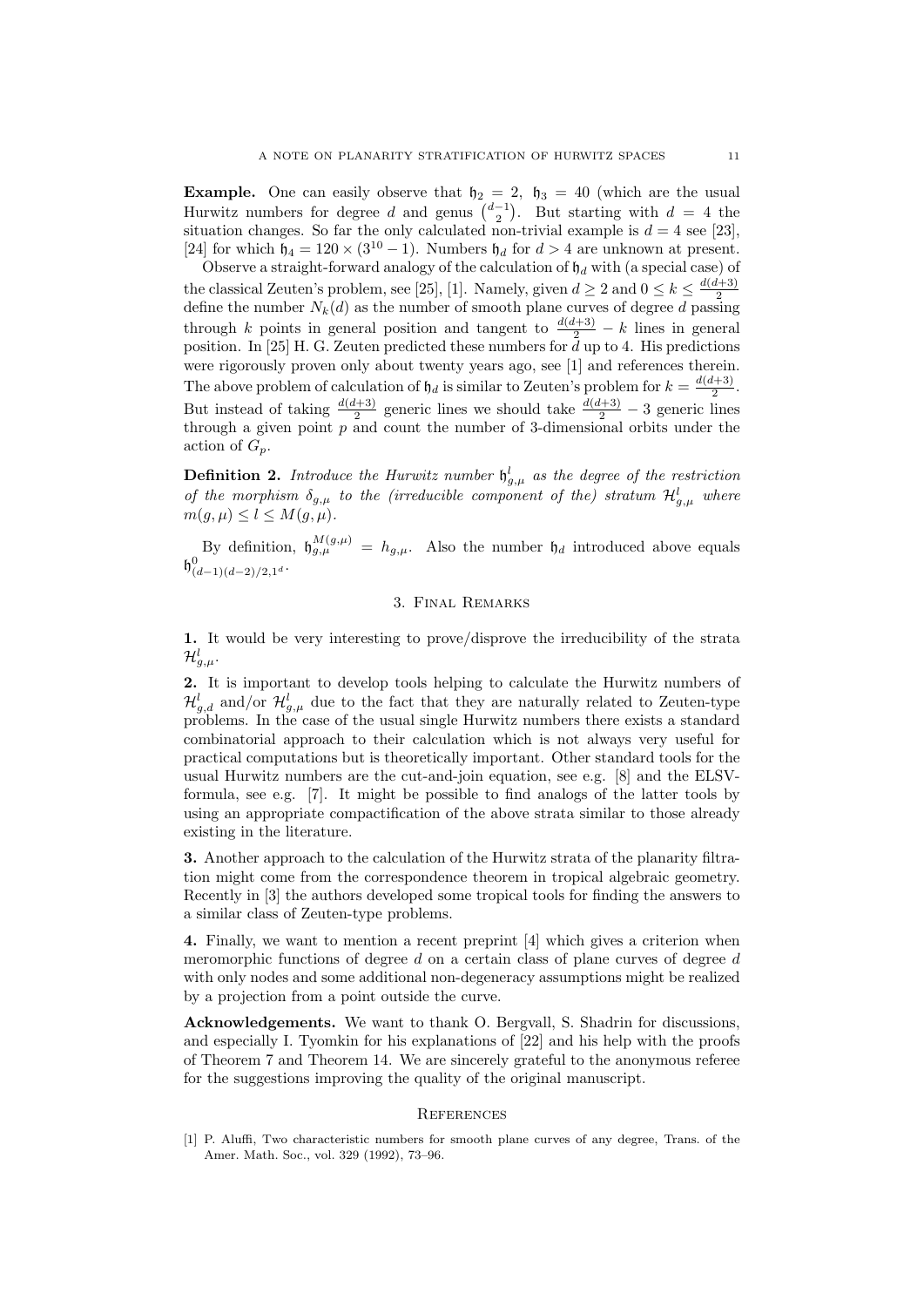**Example.** One can easily observe that $\mathfrak{h}_2 = 2$, $\mathfrak{h}_3 = 40$ (which are the usual Hurwitz numbers for degree $d$ and genus $\binom{d-1}{2}$). But starting with $d = 4$ the situation changes. So far the only calculated non-trivial example is $d = 4$ see [23], [24] for which $\mathfrak{h}_4 = 120 \times (3^{10} - 1)$. Numbers $\mathfrak{h}_d$ for $d > 4$ are unknown at present.

Observe a straight-forward analogy of the calculation of $\mathfrak{h}_d$ with (a special case) of the classical Zeuten's problem, see [25], [1]. Namely, given $d \geq 2$ and $0 \leq k \leq \frac{d(d+3)}{2}$ define the number $N_k(d)$ as the number of smooth plane curves of degree $d$ passing through $k$ points in general position and tangent to $\frac{d(d+3)}{2} - k$ lines in general position. In [25] H. G. Zeuten predicted these numbers for $d$ up to 4. His predictions were rigorously proven only about twenty years ago, see [1] and references therein. The above problem of calculation of $\mathfrak{h}_d$ is similar to Zeuten's problem for $k = \frac{d(d+3)}{2}$. But instead of taking $\frac{d(d+3)}{2}$ generic lines we should take $\frac{d(d+3)}{2} - 3$ generic lines through a given point $p$ and count the number of 3-dimensional orbits under the action of $G_p$.

**Definition 2.** *Introduce the Hurwitz number $\mathfrak{h}^l_{g,\mu}$ as the degree of the restriction of the morphism $\delta_{g,\mu}$ to the (irreducible component of the) stratum $\mathcal{H}^l_{g,\mu}$ where $m(g,\mu) \leq l \leq M(g,\mu)$.*

By definition, $\mathfrak{h}^{M(g,\mu)}_{g,\mu} = h_{g,\mu}$. Also the number $\mathfrak{h}_d$ introduced above equals $\mathfrak{h}^0_{(d-1)(d-2)/2,1^d}$.

## 3. Final Remarks

**1.** It would be very interesting to prove/disprove the irreducibility of the strata $\mathcal{H}^l_{g,\mu}$.

**2.** It is important to develop tools helping to calculate the Hurwitz numbers of $\mathcal{H}^l_{g,d}$ and/or $\mathcal{H}^l_{g,\mu}$ due to the fact that they are naturally related to Zeuten-type problems. In the case of the usual single Hurwitz numbers there exists a standard combinatorial approach to their calculation which is not always very useful for practical computations but is theoretically important. Other standard tools for the usual Hurwitz numbers are the cut-and-join equation, see e.g. [8] and the ELSV-formula, see e.g. [7]. It might be possible to find analogs of the latter tools by using an appropriate compactification of the above strata similar to those already existing in the literature.

**3.** Another approach to the calculation of the Hurwitz strata of the planarity filtration might come from the correspondence theorem in tropical algebraic geometry. Recently in [3] the authors developed some tropical tools for finding the answers to a similar class of Zeuten-type problems.

**4.** Finally, we want to mention a recent preprint [4] which gives a criterion when meromorphic functions of degree $d$ on a certain class of plane curves of degree $d$ with only nodes and some additional non-degeneracy assumptions might be realized by a projection from a point outside the curve.

**Acknowledgements.** We want to thank O. Bergvall, S. Shadrin for discussions, and especially I. Tyomkin for his explanations of [22] and his help with the proofs of Theorem 7 and Theorem 14. We are sincerely grateful to the anonymous referee for the suggestions improving the quality of the original manuscript.

## References

[1] P. Aluffi, Two characteristic numbers for smooth plane curves of any degree, Trans. of the Amer. Math. Soc., vol. 329 (1992), 73–96.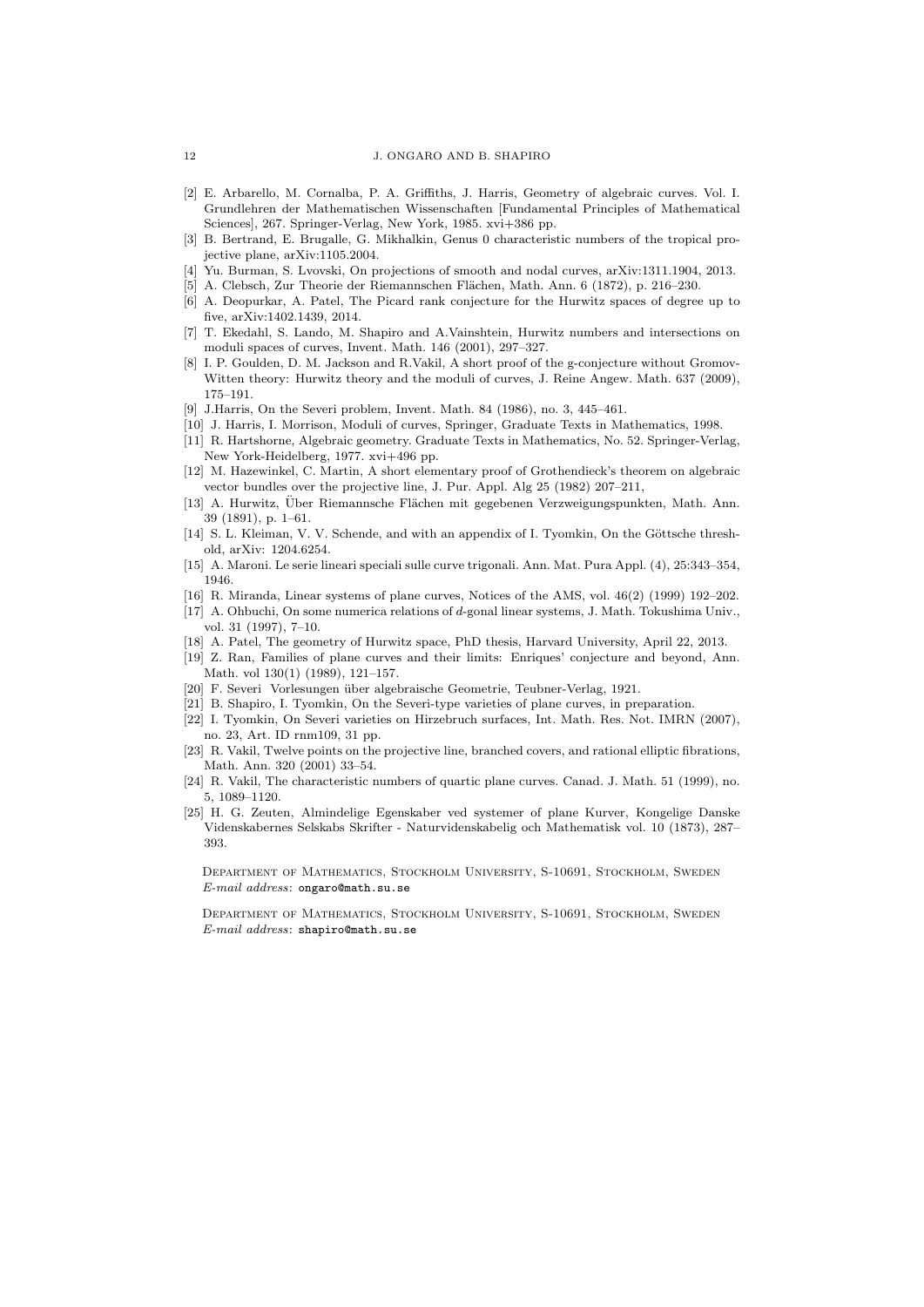[2] E. Arbarello, M. Cornalba, P. A. Griffiths, J. Harris, Geometry of algebraic curves. Vol. I. Grundlehren der Mathematischen Wissenschaften [Fundamental Principles of Mathematical Sciences], 267. Springer-Verlag, New York, 1985. xvi+386 pp.

[3] B. Bertrand, E. Brugalle, G. Mikhalkin, Genus 0 characteristic numbers of the tropical projective plane, arXiv:1105.2004.

[4] Yu. Burman, S. Lvovski, On projections of smooth and nodal curves, arXiv:1311.1904, 2013.

[5] A. Clebsch, Zur Theorie der Riemannschen Flächen, Math. Ann. 6 (1872), p. 216–230.

[6] A. Deopurkar, A. Patel, The Picard rank conjecture for the Hurwitz spaces of degree up to five, arXiv:1402.1439, 2014.

[7] T. Ekedahl, S. Lando, M. Shapiro and A.Vainshtein, Hurwitz numbers and intersections on moduli spaces of curves, Invent. Math. 146 (2001), 297–327.

[8] I. P. Goulden, D. M. Jackson and R.Vakil, A short proof of the g-conjecture without Gromov-Witten theory: Hurwitz theory and the moduli of curves, J. Reine Angew. Math. 637 (2009), 175–191.

[9] J.Harris, On the Severi problem, Invent. Math. 84 (1986), no. 3, 445–461.

[10] J. Harris, I. Morrison, Moduli of curves, Springer, Graduate Texts in Mathematics, 1998.

[11] R. Hartshorne, Algebraic geometry. Graduate Texts in Mathematics, No. 52. Springer-Verlag, New York-Heidelberg, 1977. xvi+496 pp.

[12] M. Hazewinkel, C. Martin, A short elementary proof of Grothendieck's theorem on algebraic vector bundles over the projective line, J. Pur. Appl. Alg 25 (1982) 207–211,

[13] A. Hurwitz, Über Riemannsche Flächen mit gegebenen Verzweigungspunkten, Math. Ann. 39 (1891), p. 1–61.

[14] S. L. Kleiman, V. V. Schende, and with an appendix of I. Tyomkin, On the Göttsche threshold, arXiv: 1204.6254.

[15] A. Maroni. Le serie lineari speciali sulle curve trigonali. Ann. Mat. Pura Appl. (4), 25:343–354, 1946.

[16] R. Miranda, Linear systems of plane curves, Notices of the AMS, vol. 46(2) (1999) 192–202.

[17] A. Ohbuchi, On some numerica relations of $d$-gonal linear systems, J. Math. Tokushima Univ., vol. 31 (1997), 7–10.

[18] A. Patel, The geometry of Hurwitz space, PhD thesis, Harvard University, April 22, 2013.

[19] Z. Ran, Families of plane curves and their limits: Enriques' conjecture and beyond, Ann. Math. vol 130(1) (1989), 121–157.

[20] F. Severi Vorlesungen über algebraische Geometrie, Teubner-Verlag, 1921.

[21] B. Shapiro, I. Tyomkin, On the Severi-type varieties of plane curves, in preparation.

[22] I. Tyomkin, On Severi varieties on Hirzebruch surfaces, Int. Math. Res. Not. IMRN (2007), no. 23, Art. ID rnm109, 31 pp.

[23] R. Vakil, Twelve points on the projective line, branched covers, and rational elliptic fibrations, Math. Ann. 320 (2001) 33–54.

[24] R. Vakil, The characteristic numbers of quartic plane curves. Canad. J. Math. 51 (1999), no. 5, 1089–1120.

[25] H. G. Zeuten, Almindelige Egenskaber ved systemer of plane Kurver, Kongelige Danske Videnskabernes Selskabs Skrifter - Naturvidenskabelig och Mathematisk vol. 10 (1873), 287–393.

Department of Mathematics, Stockholm University, S-10691, Stockholm, Sweden
*E-mail address*: ongaro@math.su.se

Department of Mathematics, Stockholm University, S-10691, Stockholm, Sweden
*E-mail address*: shapiro@math.su.se